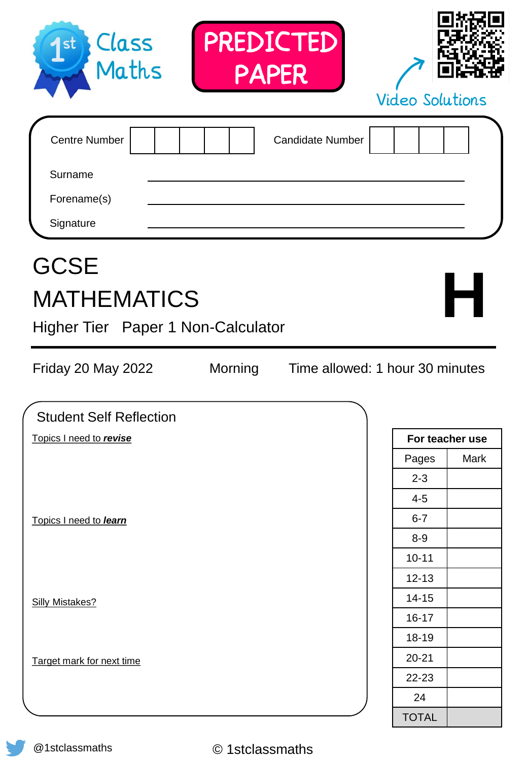1st Class Maths

**PREDICTED PAPER**

Video Solutions

Centre Number | | | | | | Candidate Number | | | | |

Surname ______________________

Forename(s) ______________________

Signature ______________________

# GCSE
# MATHEMATICS

## H

Higher Tier   Paper 1 Non-Calculator

Friday 20 May 2022   Morning   Time allowed: 1 hour 30 minutes

## Student Self Reflection

Topics I need to ***revise***

Topics I need to ***learn***

Silly Mistakes?

Target mark for next time

| For teacher use | |
|---|---|
| Pages | Mark |
| 2-3 | |
| 4-5 | |
| 6-7 | |
| 8-9 | |
| 10-11 | |
| 12-13 | |
| 14-15 | |
| 16-17 | |
| 18-19 | |
| 20-21 | |
| 22-23 | |
| 24 | |
| TOTAL | |

@1stclassmaths

© 1stclassmaths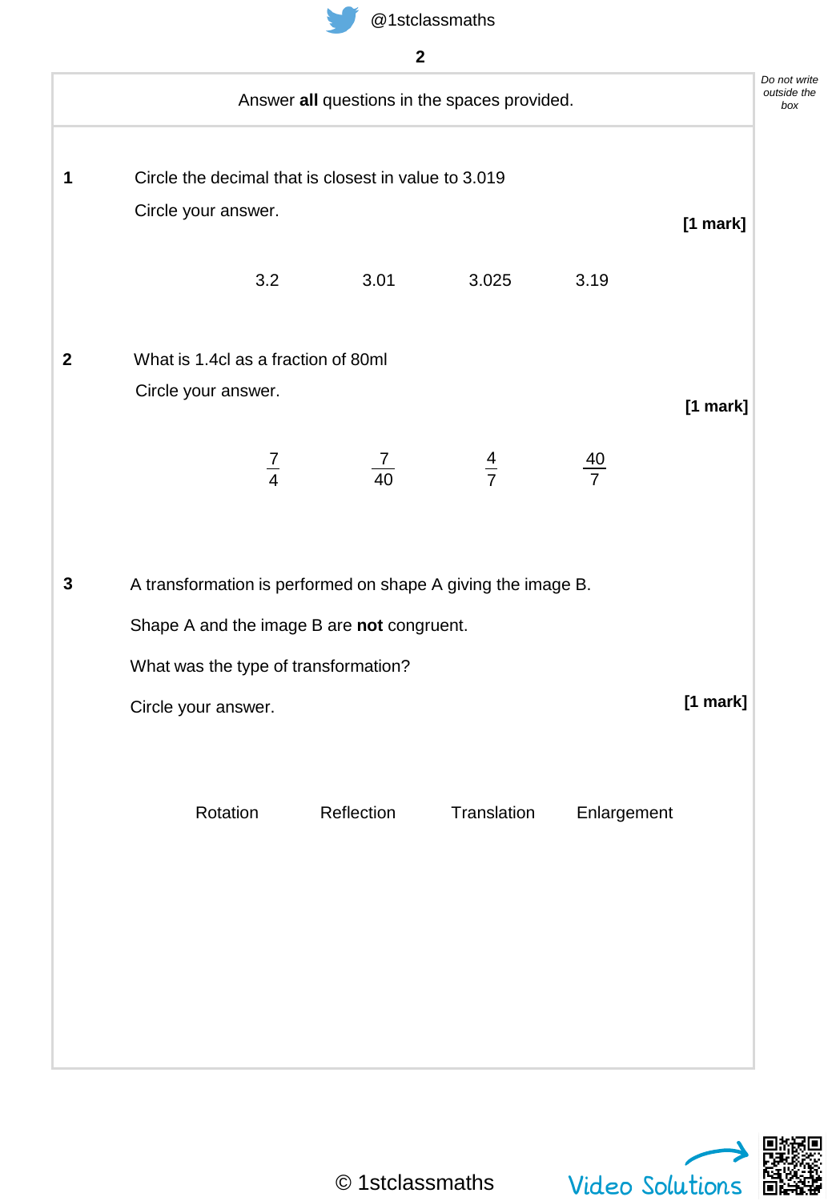Answer **all** questions in the spaces provided.

**1** Circle the decimal that is closest in value to 3.019

Circle your answer.

**[1 mark]**

3.2 3.01 3.025 3.19

**2** What is 1.4cl as a fraction of 80ml

Circle your answer.

**[1 mark]**

$\frac{7}{4}$ $\frac{7}{40}$ $\frac{4}{7}$ $\frac{40}{7}$

**3** A transformation is performed on shape A giving the image B.

Shape A and the image B are **not** congruent.

What was the type of transformation?

Circle your answer.

**[1 mark]**

Rotation Reflection Translation Enlargement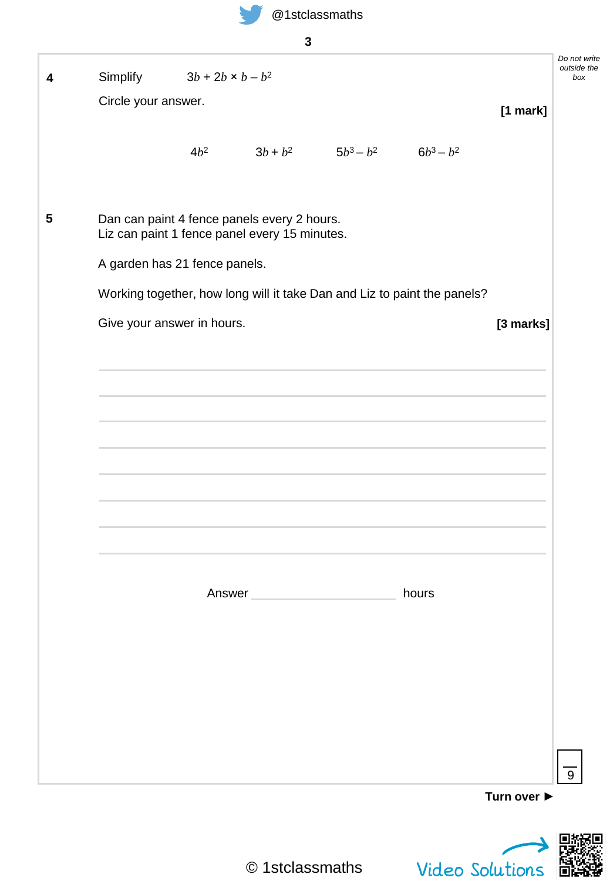**4** Simplify $3b + 2b \times b - b^2$

Circle your answer.

**[1 mark]**

$4b^2$ $3b + b^2$ $5b^3 - b^2$ $6b^3 - b^2$

**5** Dan can paint 4 fence panels every 2 hours.
Liz can paint 1 fence panel every 15 minutes.

A garden has 21 fence panels.

Working together, how long will it take Dan and Liz to paint the panels?

Give your answer in hours.

**[3 marks]**

Answer ______________________ hours

Do not write outside the box

9

**Turn over ►**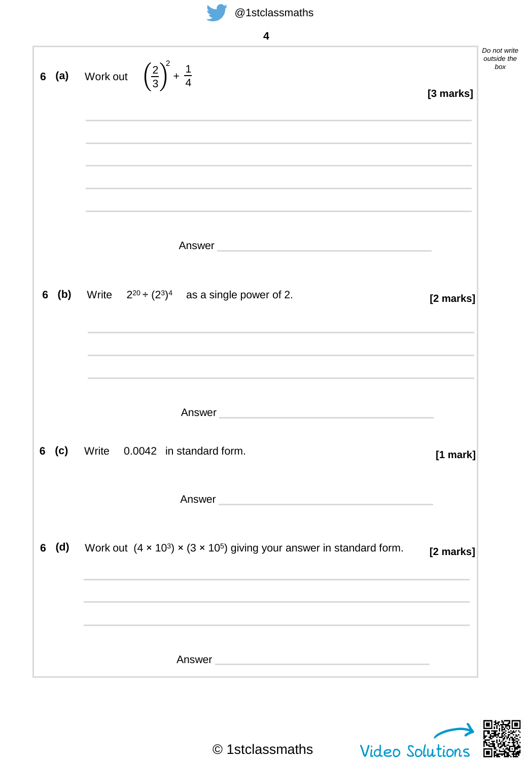Do not write outside the box

**6 (a)** Work out $\left(\frac{2}{3}\right)^2 + \frac{1}{4}$ **[3 marks]**

Answer ____________________

**6 (b)** Write $2^{20} \div (2^3)^4$ as a single power of 2. **[2 marks]**

Answer ____________________

**6 (c)** Write 0.0042 in standard form. **[1 mark]**

Answer ____________________

**6 (d)** Work out $(4 \times 10^3) \times (3 \times 10^5)$ giving your answer in standard form. **[2 marks]**

Answer ____________________

© 1stclassmaths

Video Solutions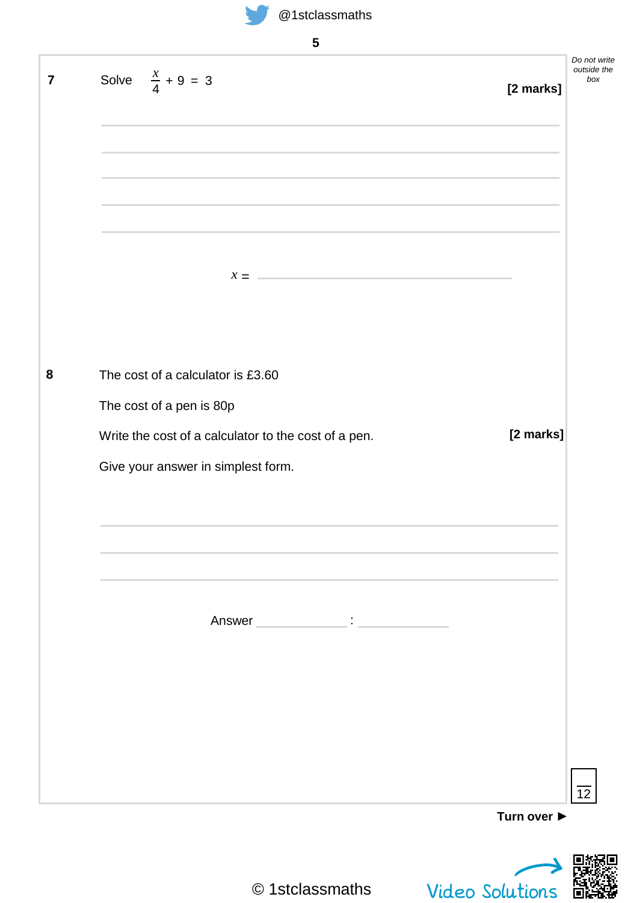**7** Solve $\frac{x}{4} + 9 = 3$

**[2 marks]**

$x =$ ______________________

**8** The cost of a calculator is £3.60

The cost of a pen is 80p

Write the cost of a calculator to the cost of a pen.

**[2 marks]**

Give your answer in simplest form.

Answer ____________ : ____________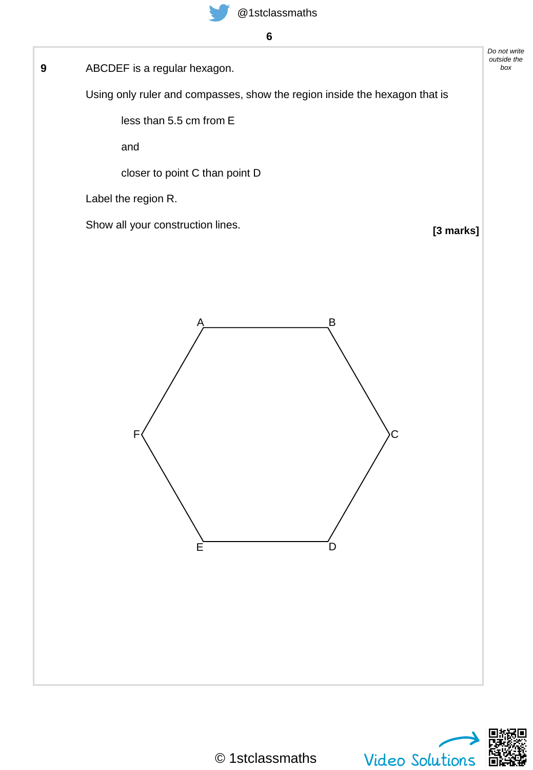**9** ABCDEF is a regular hexagon.

Using only ruler and compasses, show the region inside the hexagon that is

less than 5.5 cm from E

and

closer to point C than point D

Label the region R.

Show all your construction lines.

**[3 marks]**

A B

F C

E D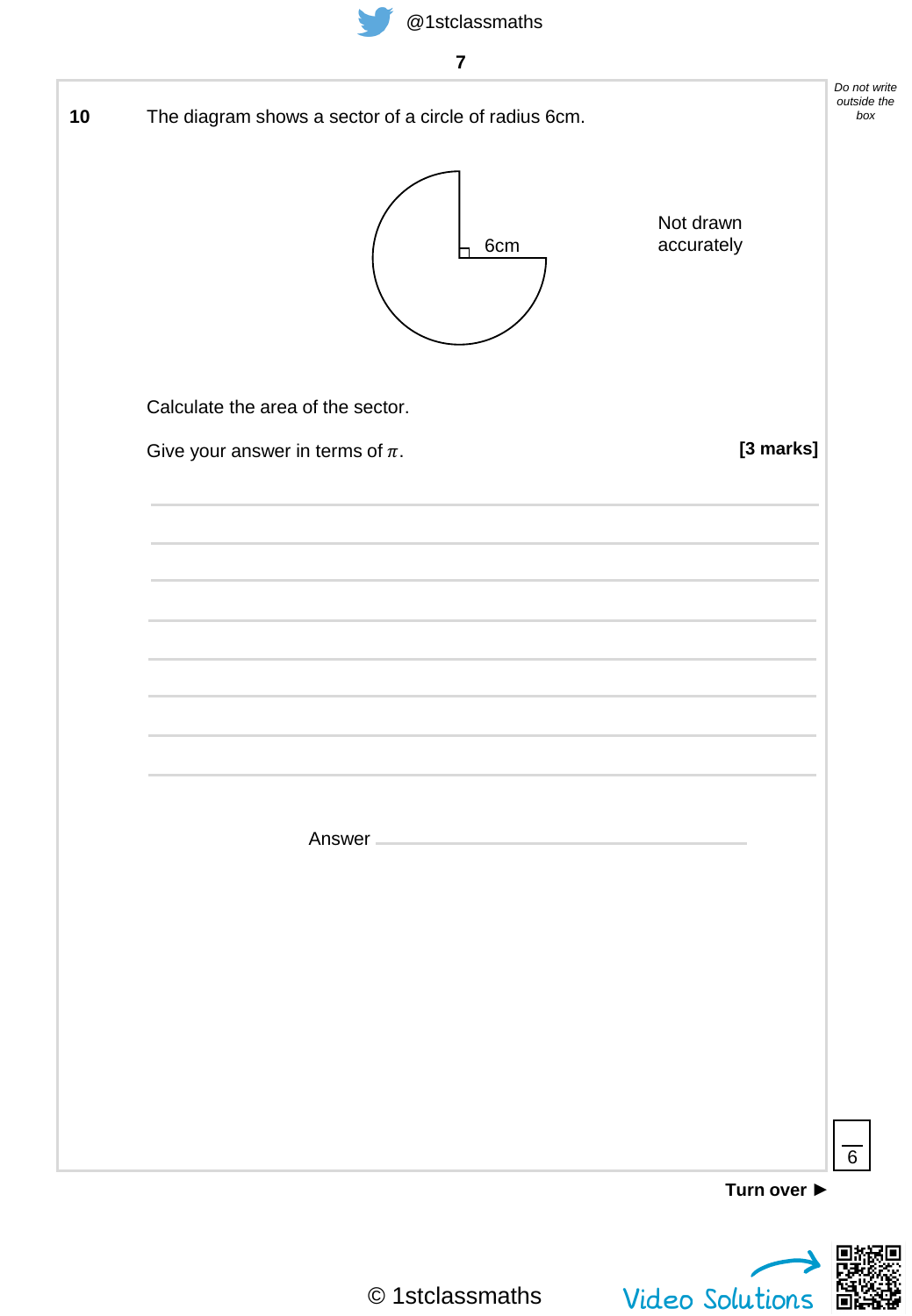**10** The diagram shows a sector of a circle of radius 6cm.

6cm

Not drawn accurately

Calculate the area of the sector.

Give your answer in terms of $\pi$. **[3 marks]**

Answer ______________________

Do not write outside the box

6

**Turn over ►**

© 1stclassmaths

Video Solutions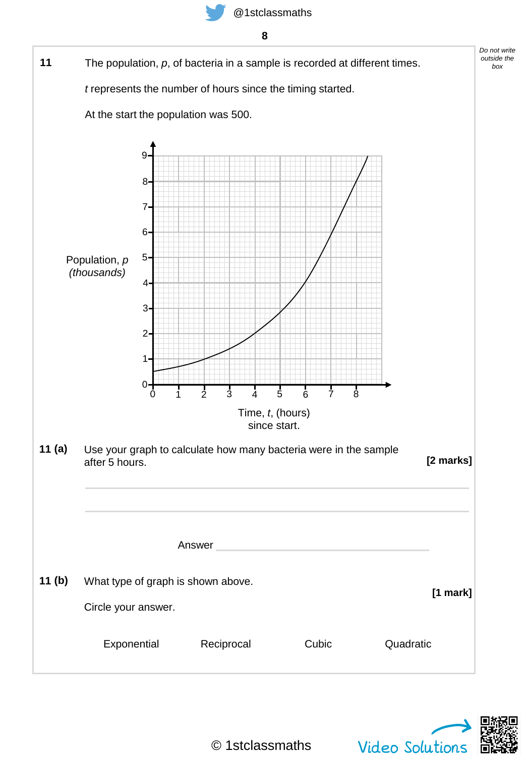**11** The population, $p$, of bacteria in a sample is recorded at different times.

$t$ represents the number of hours since the timing started.

At the start the population was 500.

**11 (a)** Use your graph to calculate how many bacteria were in the sample after 5 hours. **[2 marks]**

Answer ______________________

**11 (b)** What type of graph is shown above. **[1 mark]**

Circle your answer.

Exponential    Reciprocal    Cubic    Quadratic

Do not write outside the box

© 1stclassmaths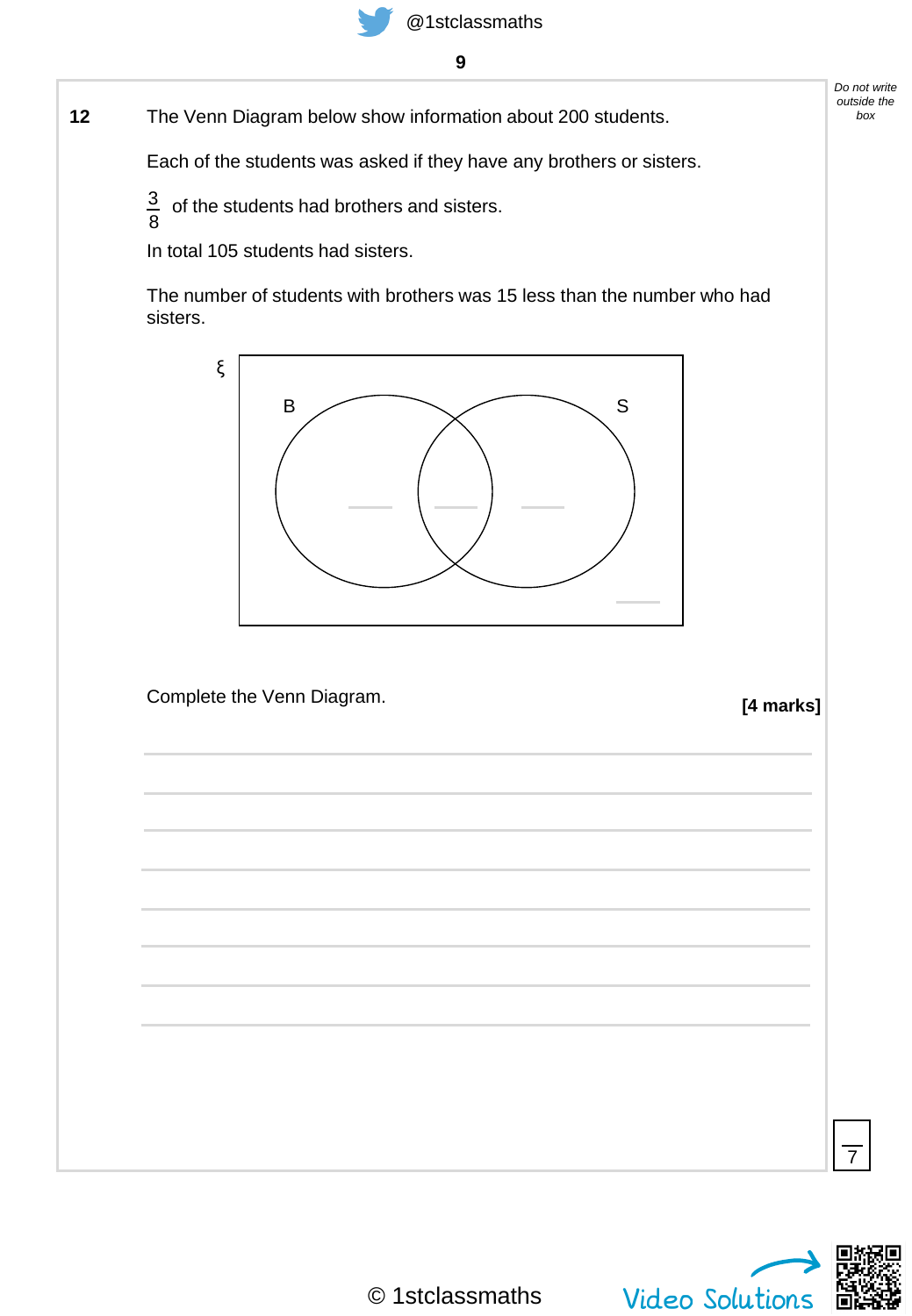**12** The Venn Diagram below show information about 200 students.

Each of the students was asked if they have any brothers or sisters.

$\frac{3}{8}$ of the students had brothers and sisters.

In total 105 students had sisters.

The number of students with brothers was 15 less than the number who had sisters.

ξ

B S

Complete the Venn Diagram.

**[4 marks]**

Do not write outside the box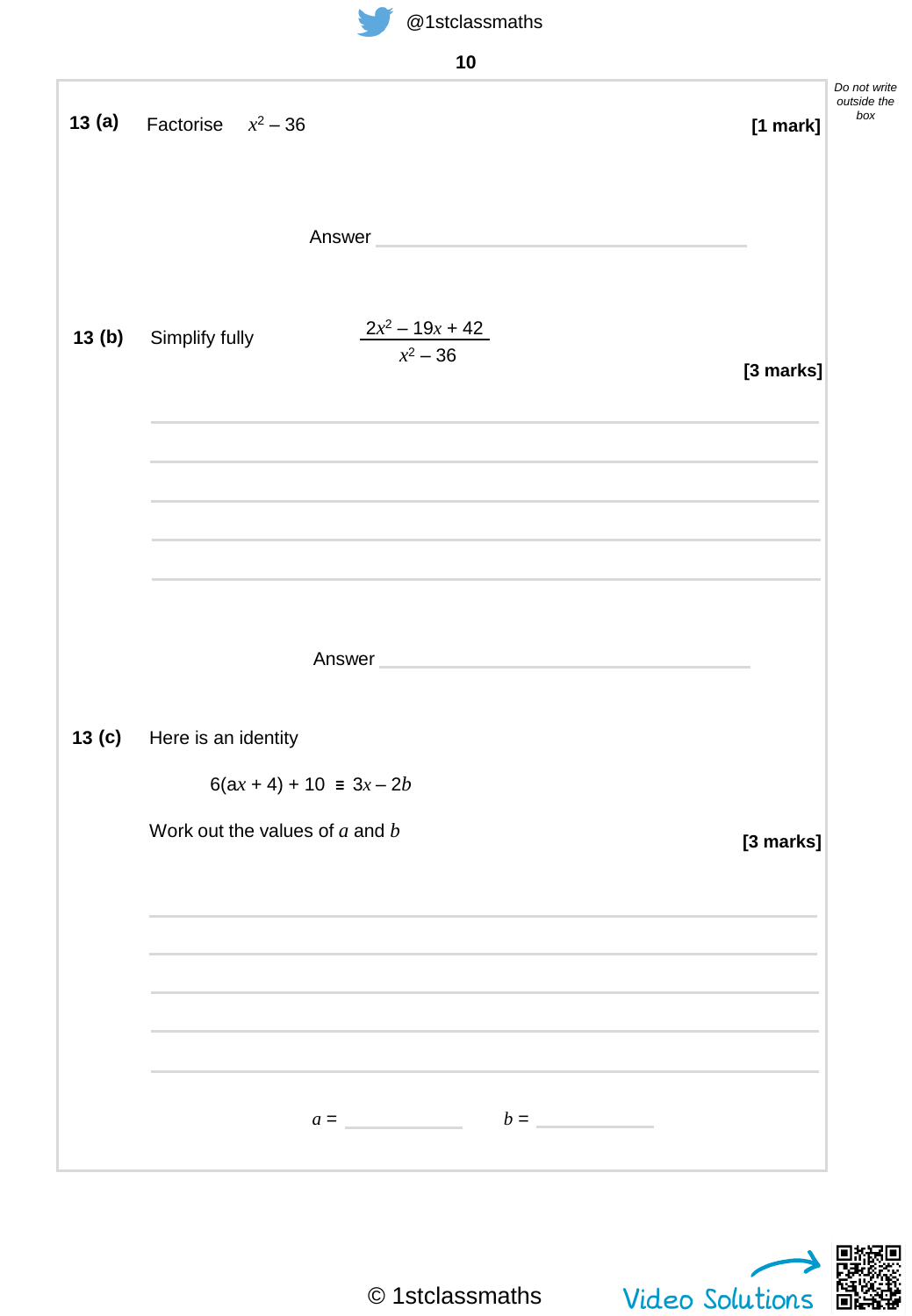**13 (a)** Factorise $x^2 - 36$ **[1 mark]**

Answer ______________________________

**13 (b)** Simplify fully $\dfrac{2x^2 - 19x + 42}{x^2 - 36}$ **[3 marks]**

Answer ______________________________

**13 (c)** Here is an identity

$$6(ax + 4) + 10 \equiv 3x - 2b$$

Work out the values of $a$ and $b$ **[3 marks]**

$a$ = __________ $b$ = __________

Do not write outside the box

© 1stclassmaths

Video Solutions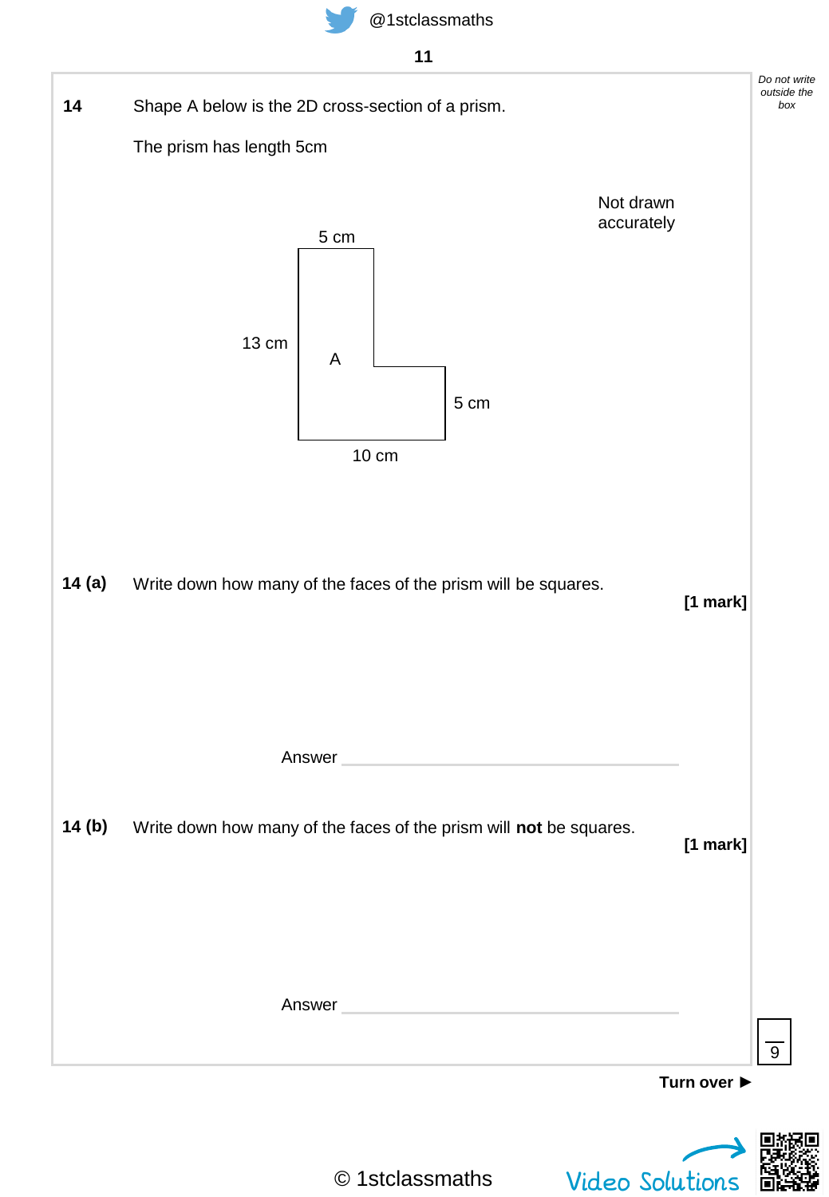**14** Shape A below is the 2D cross-section of a prism.

The prism has length 5cm

Not drawn accurately

5 cm

13 cm

A

5 cm

10 cm

**14 (a)** Write down how many of the faces of the prism will be squares.

**[1 mark]**

Answer ______________________________

**14 (b)** Write down how many of the faces of the prism will **not** be squares.

**[1 mark]**

Answer ______________________________

Turn over ►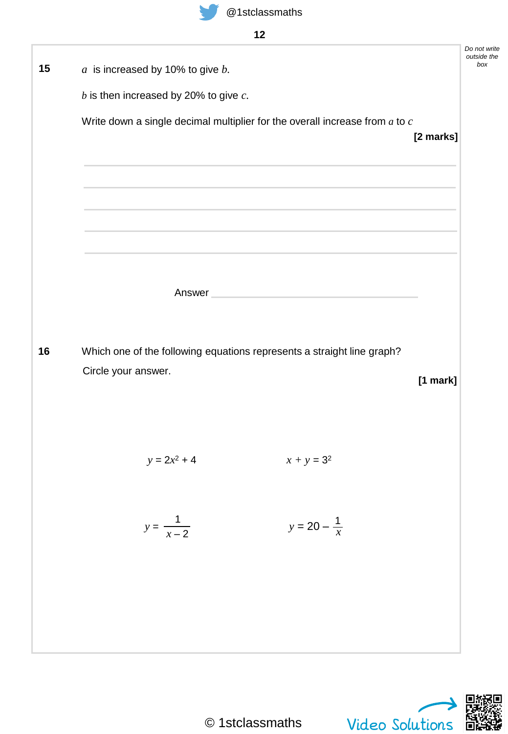**15** $a$ is increased by 10% to give $b$.

$b$ is then increased by 20% to give $c$.

Write down a single decimal multiplier for the overall increase from $a$ to $c$

**[2 marks]**

Answer \_\_\_\_\_\_\_\_\_\_\_\_\_\_\_\_\_\_\_\_\_\_\_\_\_\_\_\_

**16** Which one of the following equations represents a straight line graph?

Circle your answer.

**[1 mark]**

$y = 2x^2 + 4$ $\qquad$ $x + y = 3^2$

$y = \dfrac{1}{x - 2}$ $\qquad$ $y = 20 - \dfrac{1}{x}$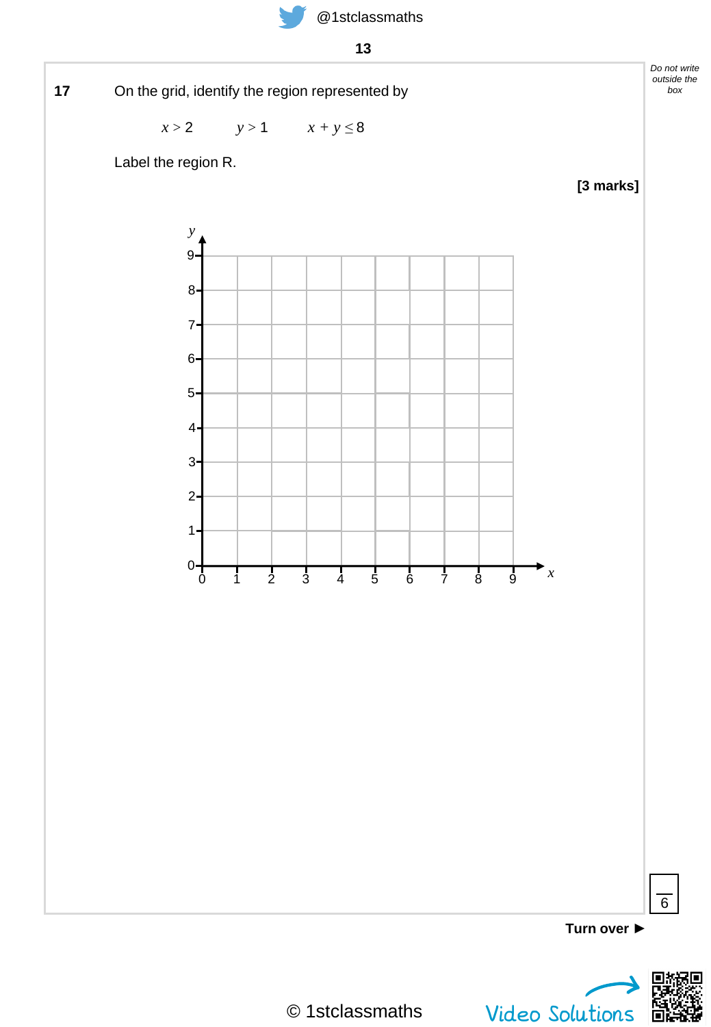**17** On the grid, identify the region represented by

$x > 2 \qquad y > 1 \qquad x + y \leq 8$

Label the region R.

**[3 marks]**

Do not write outside the box

**Turn over ►**

© 1stclassmaths

Video Solutions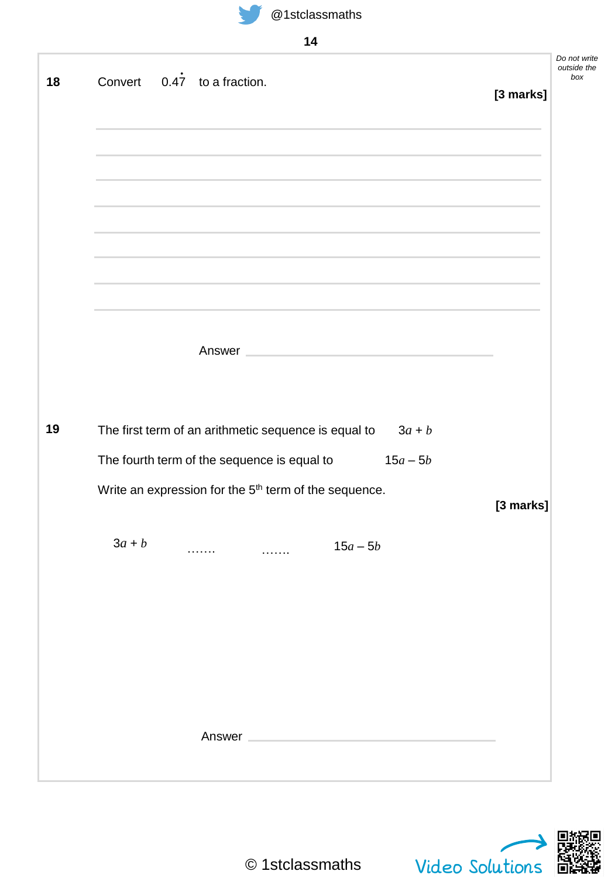**18** Convert $0.4\dot{7}$ to a fraction.

**[3 marks]**

Answer ______________________________

**19** The first term of an arithmetic sequence is equal to $3a + b$

The fourth term of the sequence is equal to $15a - 5b$

Write an expression for the 5th term of the sequence.

**[3 marks]**

$3a + b$ ……. ……. $15a - 5b$

Answer ______________________________

© 1stclassmaths

Video Solutions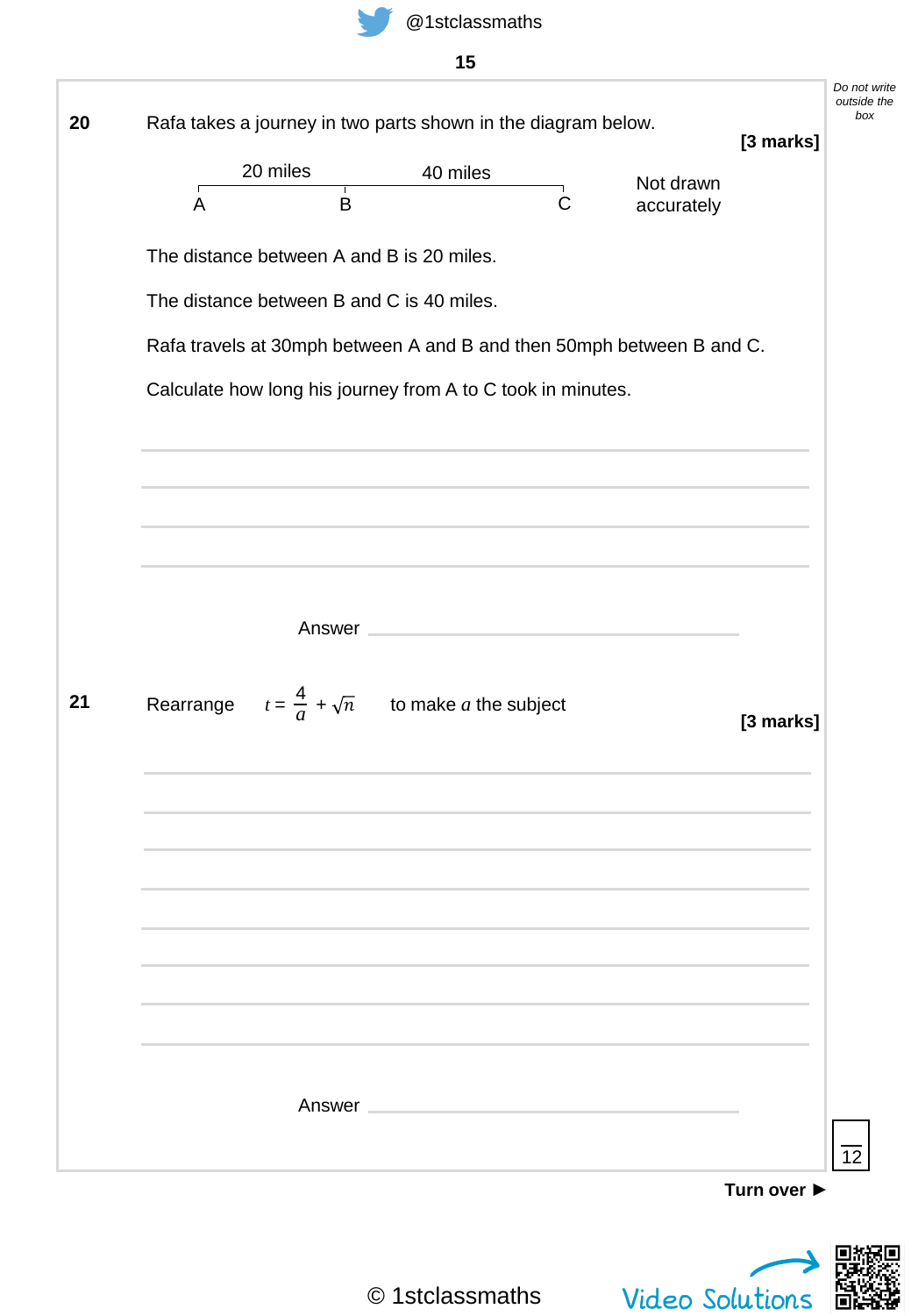**20** Rafa takes a journey in two parts shown in the diagram below.

**[3 marks]**

| 20 miles | 40 miles |
|---|---|

A ———— B ———————— C

Not drawn accurately

The distance between A and B is 20 miles.

The distance between B and C is 40 miles.

Rafa travels at 30mph between A and B and then 50mph between B and C.

Calculate how long his journey from A to C took in minutes.

Answer ____________________

**21** Rearrange $t = \frac{4}{a} + \sqrt{n}$ to make $a$ the subject

**[3 marks]**

Answer ____________________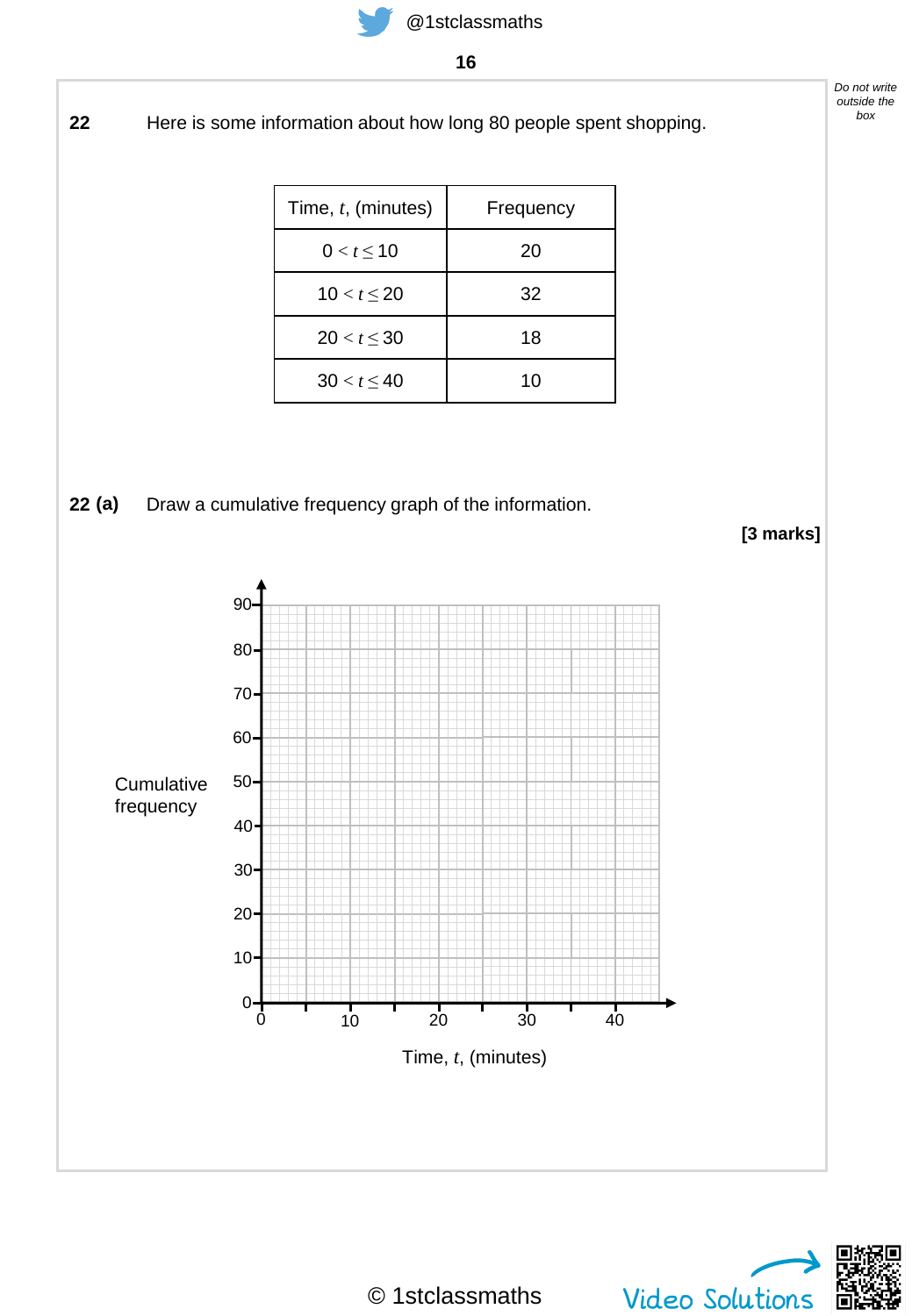**22** Here is some information about how long 80 people spent shopping.

| Time, $t$, (minutes) | Frequency |
|---|---|
| $0 < t \leq 10$ | 20 |
| $10 < t \leq 20$ | 32 |
| $20 < t \leq 30$ | 18 |
| $30 < t \leq 40$ | 10 |

**22 (a)** Draw a cumulative frequency graph of the information.

**[3 marks]**

Cumulative frequency

Time, $t$, (minutes)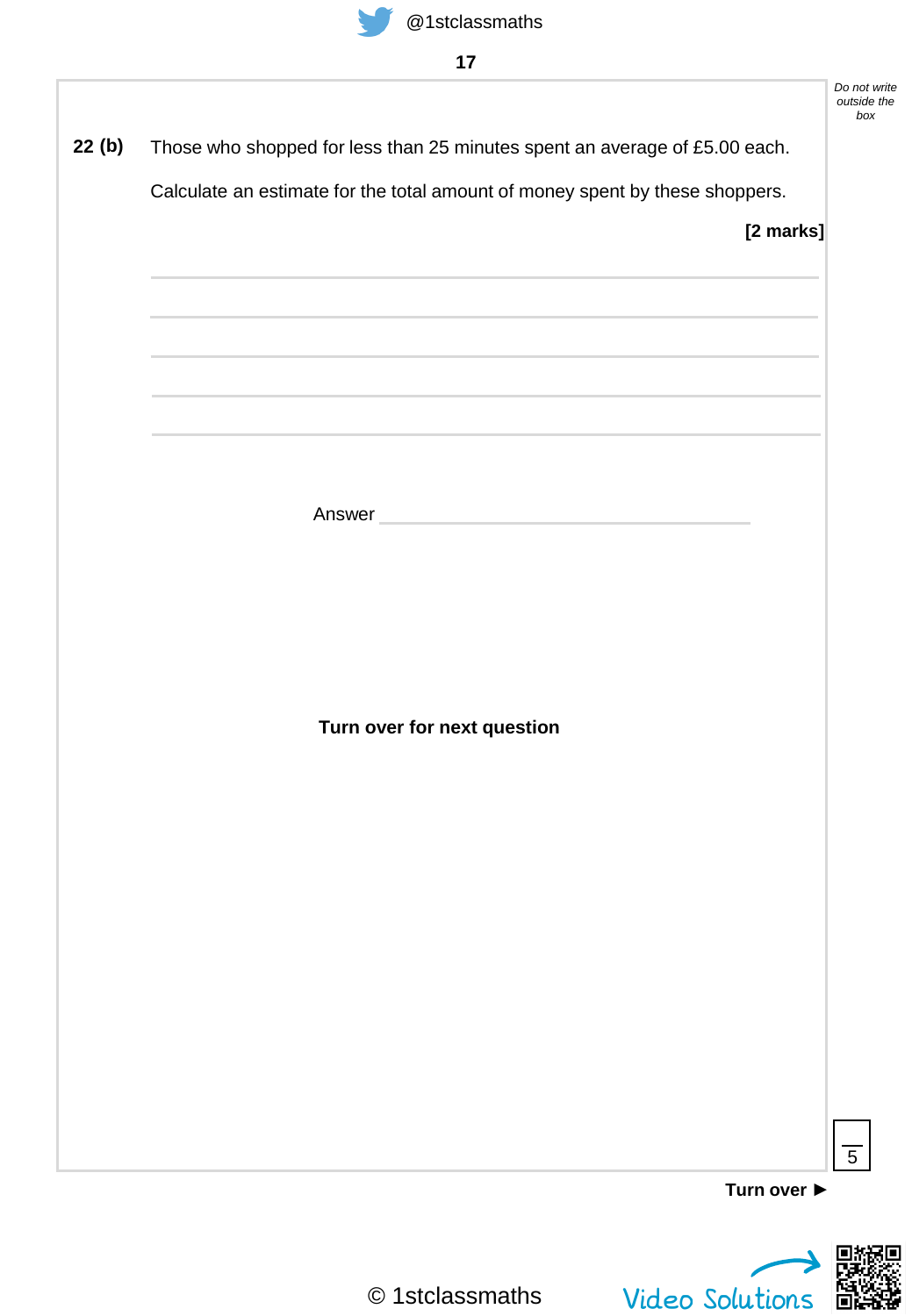**22 (b)** Those who shopped for less than 25 minutes spent an average of £5.00 each.

Calculate an estimate for the total amount of money spent by these shoppers.

**[2 marks]**

Answer ____________________

**Turn over for next question**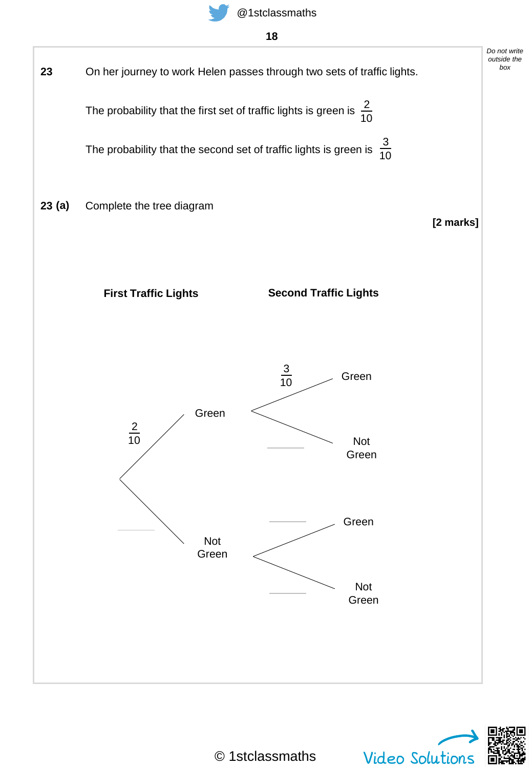*Do not write outside the box*

**23** On her journey to work Helen passes through two sets of traffic lights.

The probability that the first set of traffic lights is green is $\frac{2}{10}$

The probability that the second set of traffic lights is green is $\frac{3}{10}$

**23 (a)** Complete the tree diagram

**[2 marks]**

**First Traffic Lights** **Second Traffic Lights**

- $\frac{2}{10}$ Green
  - $\frac{3}{10}$ Green
  - \_\_\_\_\_ Not Green
- \_\_\_\_\_ Not Green
  - \_\_\_\_\_ Green
  - \_\_\_\_\_ Not Green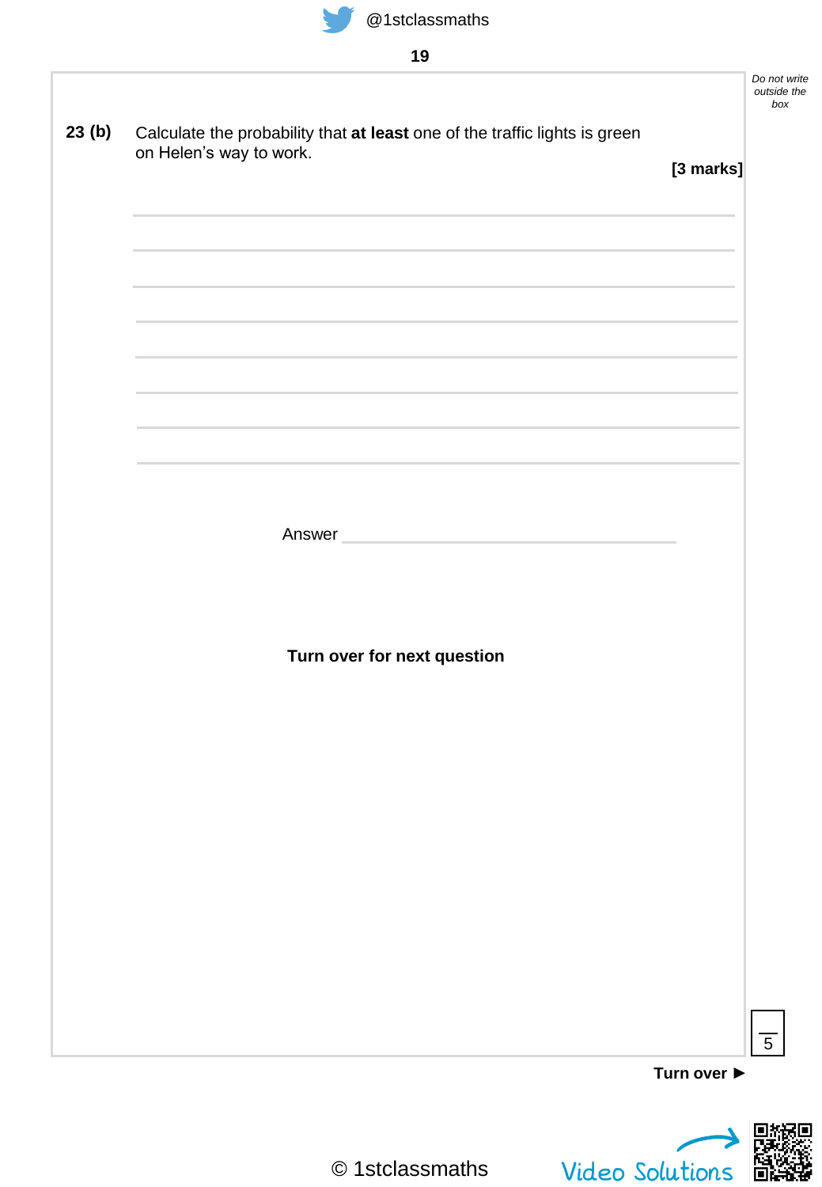**23 (b)** Calculate the probability that **at least** one of the traffic lights is green on Helen's way to work.

**[3 marks]**

Answer \_\_\_\_\_\_\_\_\_\_\_\_\_\_\_\_\_\_\_\_\_\_\_\_\_\_\_\_\_\_\_\_\_\_

**Turn over for next question**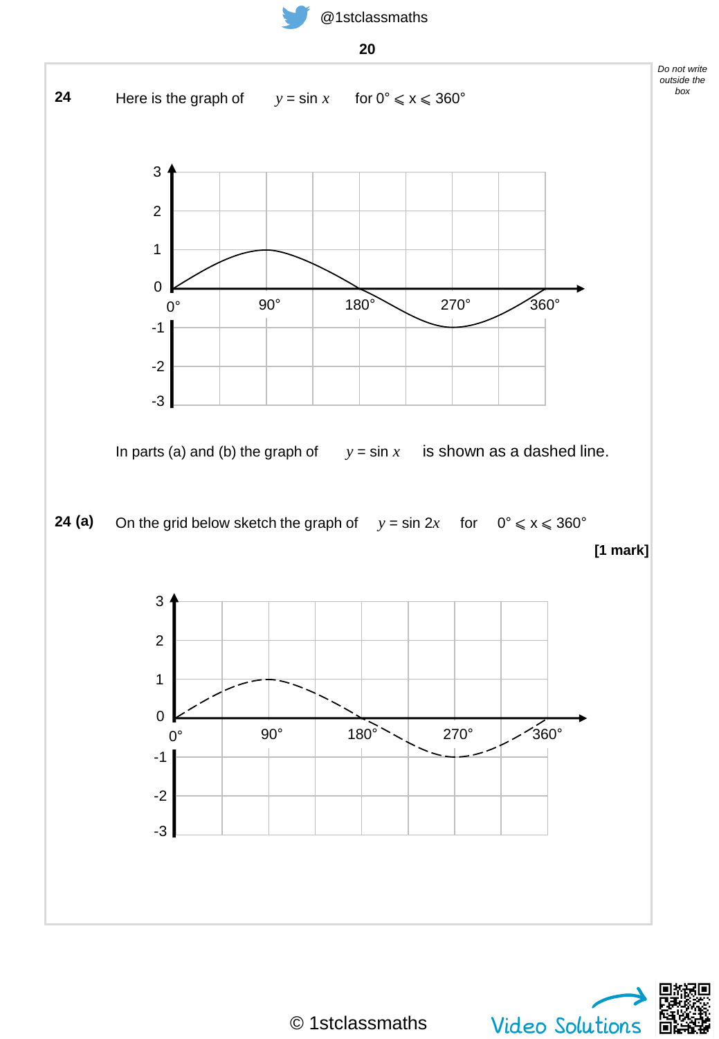**24** Here is the graph of $y = \sin x$ for $0° \leqslant x \leqslant 360°$

In parts (a) and (b) the graph of $y = \sin x$ is shown as a dashed line.

**24 (a)** On the grid below sketch the graph of $y = \sin 2x$ for $0° \leqslant x \leqslant 360°$

**[1 mark]**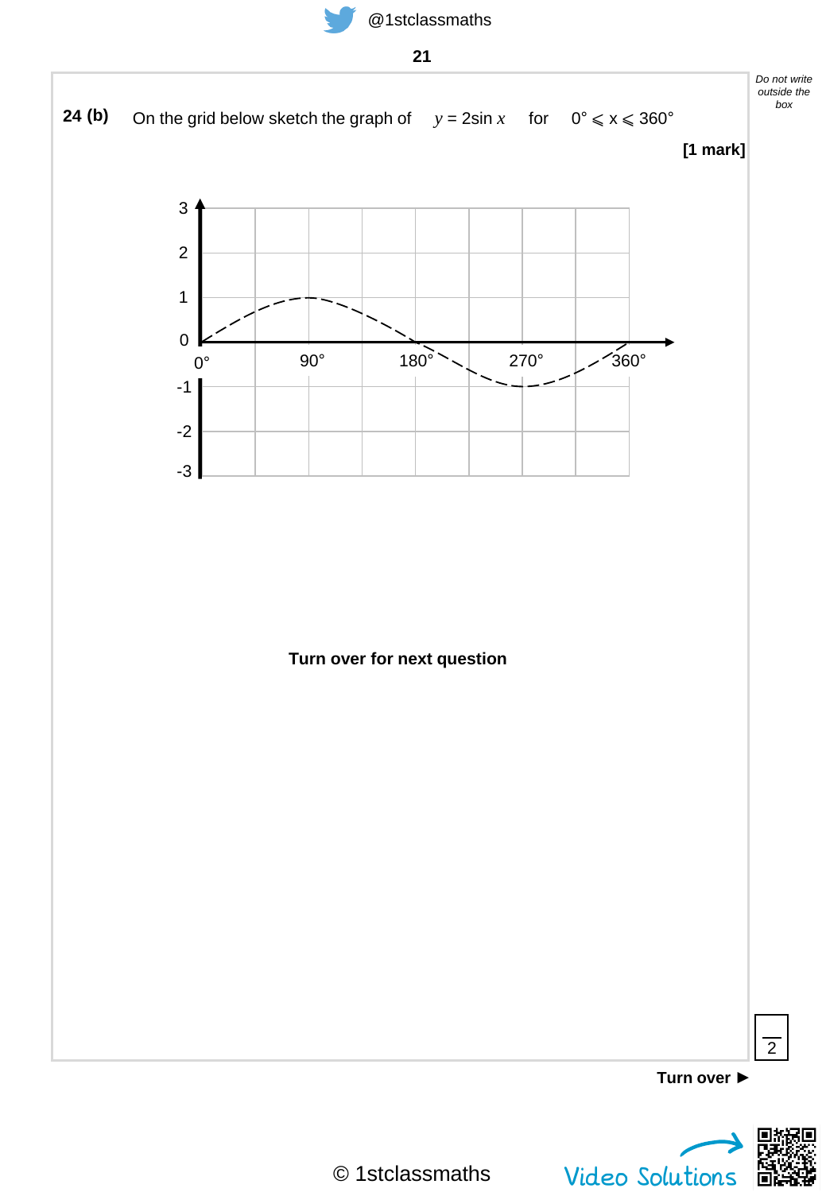**24 (b)** On the grid below sketch the graph of $y = 2\sin x$ for $0° \leqslant x \leqslant 360°$

**[1 mark]**

**Turn over for next question**

**Turn over ►**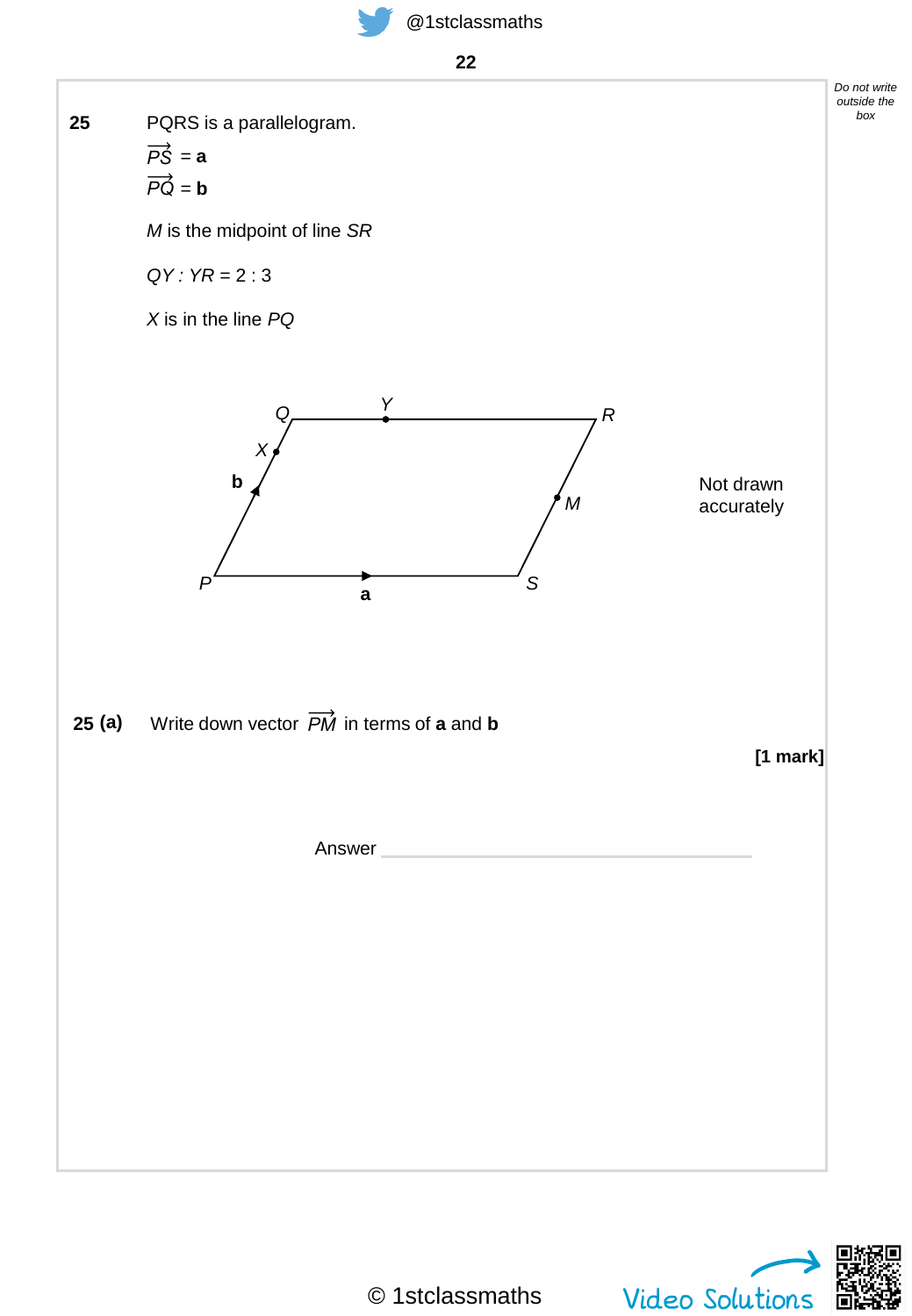**25** PQRS is a parallelogram.

$\overrightarrow{PS} = \mathbf{a}$

$\overrightarrow{PQ} = \mathbf{b}$

*M* is the midpoint of line *SR*

*QY* : *YR* = 2 : 3

*X* is in the line *PQ*

Not drawn accurately

**25 (a)** Write down vector $\overrightarrow{PM}$ in terms of **a** and **b**

**[1 mark]**

Answer ______________________________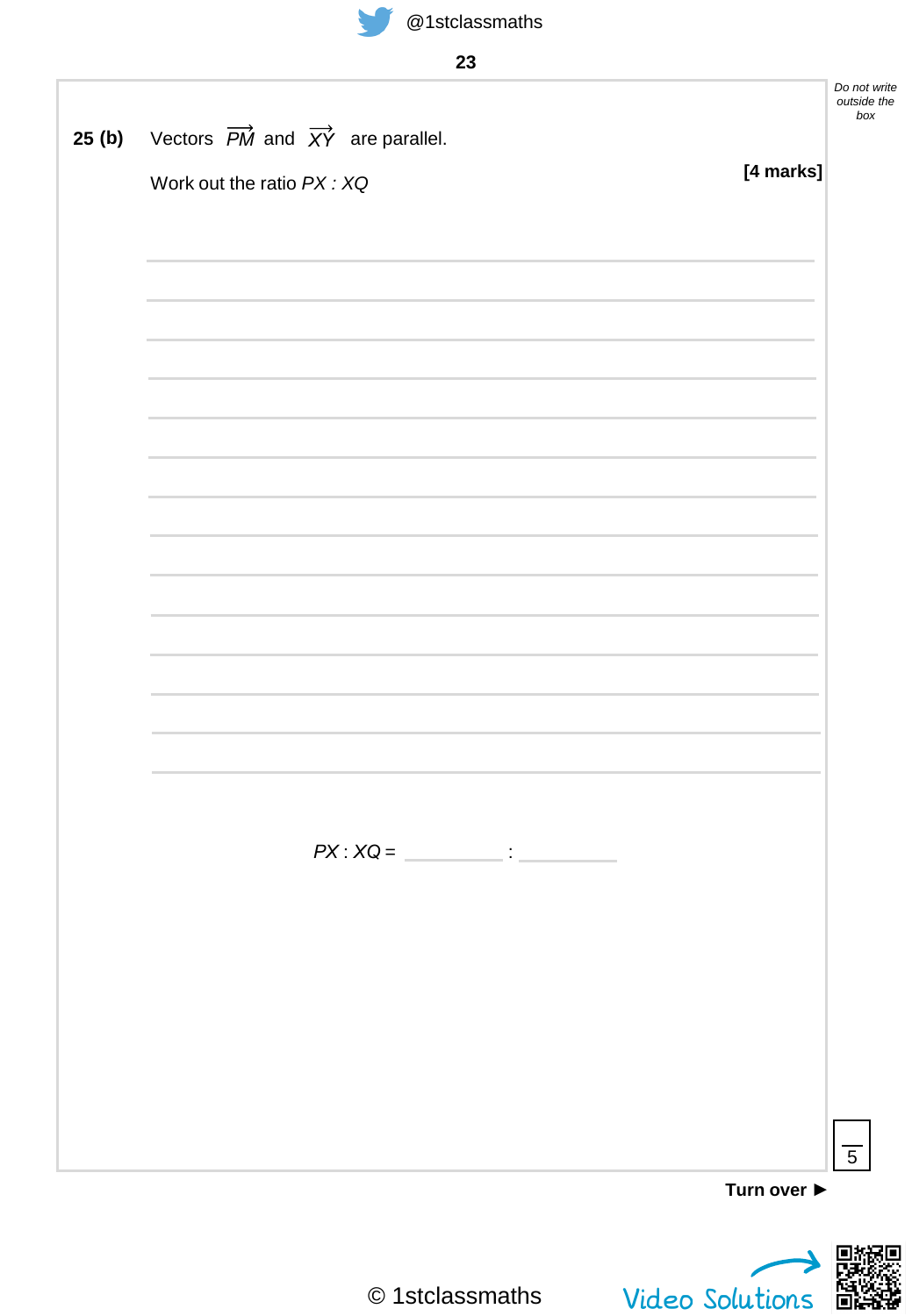**25 (b)** Vectors $\overrightarrow{PM}$ and $\overrightarrow{XY}$ are parallel.

Work out the ratio $PX : XQ$

**[4 marks]**

$PX : XQ =$ __________ : __________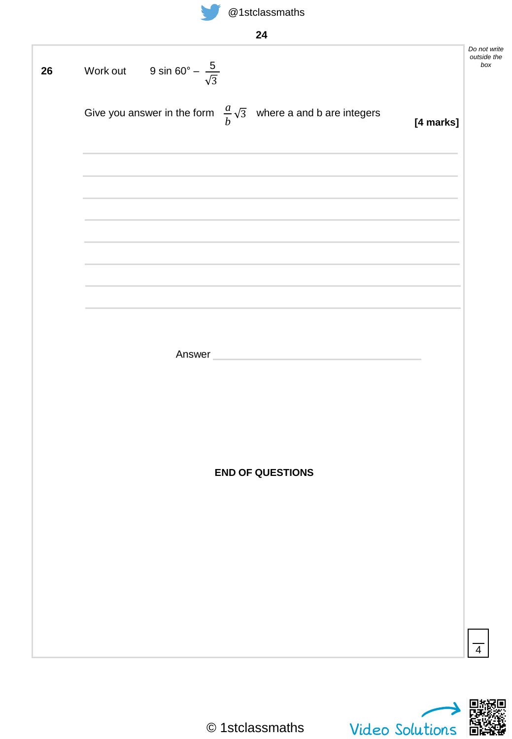**26** Work out $9 \sin 60° - \dfrac{5}{\sqrt{3}}$

Give you answer in the form $\dfrac{a}{b}\sqrt{3}$ where a and b are integers

**[4 marks]**

Answer \_\_\_\_\_\_\_\_\_\_\_\_\_\_\_\_\_\_\_\_\_\_\_\_\_\_\_\_\_\_

**END OF QUESTIONS**

© 1stclassmaths

Video Solutions